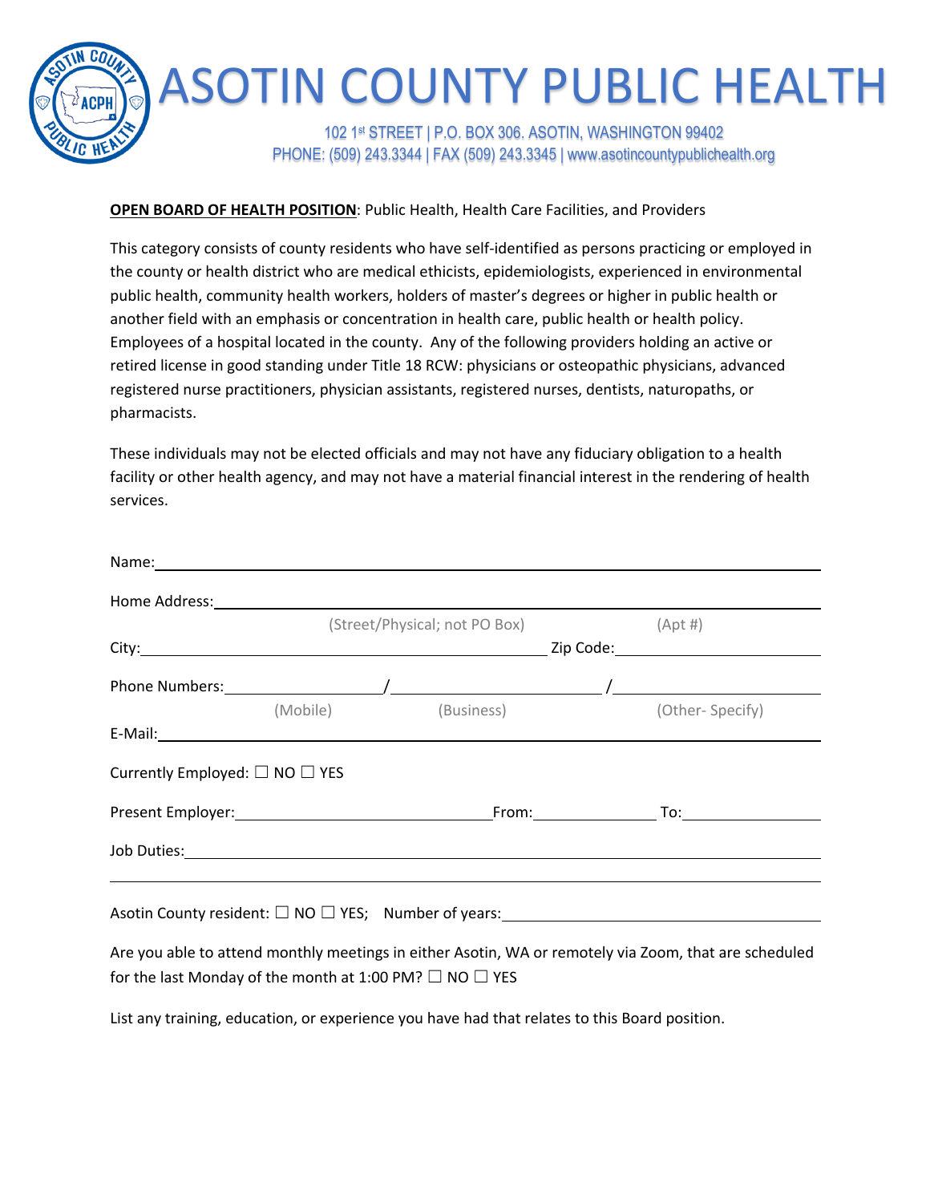# ASOTIN COUNTY PUBLIC HEALTH

102 1st STREET | P.O. BOX 306. ASOTIN, WASHINGTON 99402
PHONE: (509) 243.3344 | FAX (509) 243.3345 | www.asotincountypublichealth.org

**OPEN BOARD OF HEALTH POSITION**: Public Health, Health Care Facilities, and Providers

This category consists of county residents who have self-identified as persons practicing or employed in the county or health district who are medical ethicists, epidemiologists, experienced in environmental public health, community health workers, holders of master's degrees or higher in public health or another field with an emphasis or concentration in health care, public health or health policy. Employees of a hospital located in the county. Any of the following providers holding an active or retired license in good standing under Title 18 RCW: physicians or osteopathic physicians, advanced registered nurse practitioners, physician assistants, registered nurses, dentists, naturopaths, or pharmacists.

These individuals may not be elected officials and may not have any fiduciary obligation to a health facility or other health agency, and may not have a material financial interest in the rendering of health services.

Name: ______________________________________________

Home Address: ______________________________________________
(Street/Physical; not PO Box) (Apt #)

City: ______________________ Zip Code: ______________________

Phone Numbers: ______________ / ______________ / ______________
(Mobile) (Business) (Other- Specify)

E-Mail: ______________________________________________

Currently Employed: ☐ NO ☐ YES

Present Employer: ______________________ From: __________ To: __________

Job Duties: ______________________________________________

______________________________________________

Asotin County resident: ☐ NO ☐ YES; Number of years: ______________________

Are you able to attend monthly meetings in either Asotin, WA or remotely via Zoom, that are scheduled for the last Monday of the month at 1:00 PM? ☐ NO ☐ YES

List any training, education, or experience you have had that relates to this Board position.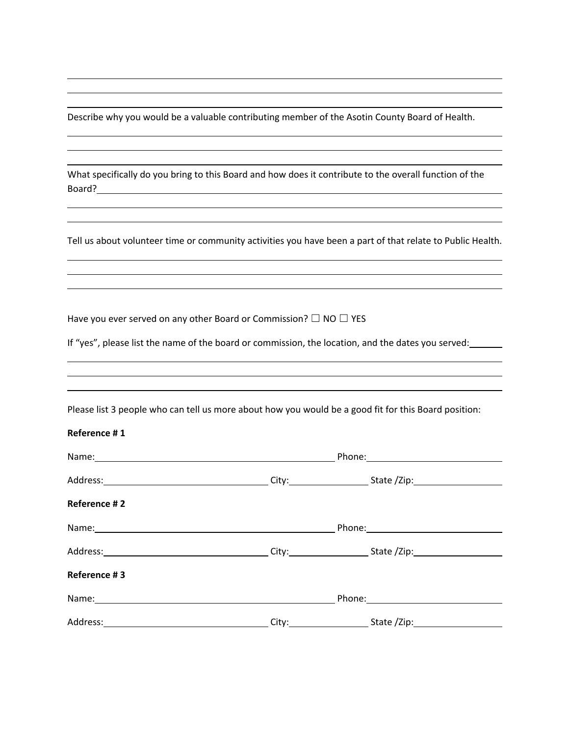Describe why you would be a valuable contributing member of the Asotin County Board of Health.

What specifically do you bring to this Board and how does it contribute to the overall function of the Board?

Tell us about volunteer time or community activities you have been a part of that relate to Public Health.

Have you ever served on any other Board or Commission? ☐ NO ☐ YES

If "yes", please list the name of the board or commission, the location, and the dates you served:

Please list 3 people who can tell us more about how you would be a good fit for this Board position:

**Reference # 1**

Name: Phone:

Address: City: State /Zip:

**Reference # 2**

Name: Phone:

Address: City: State /Zip:

**Reference # 3**

Name: Phone:

Address: City: State /Zip: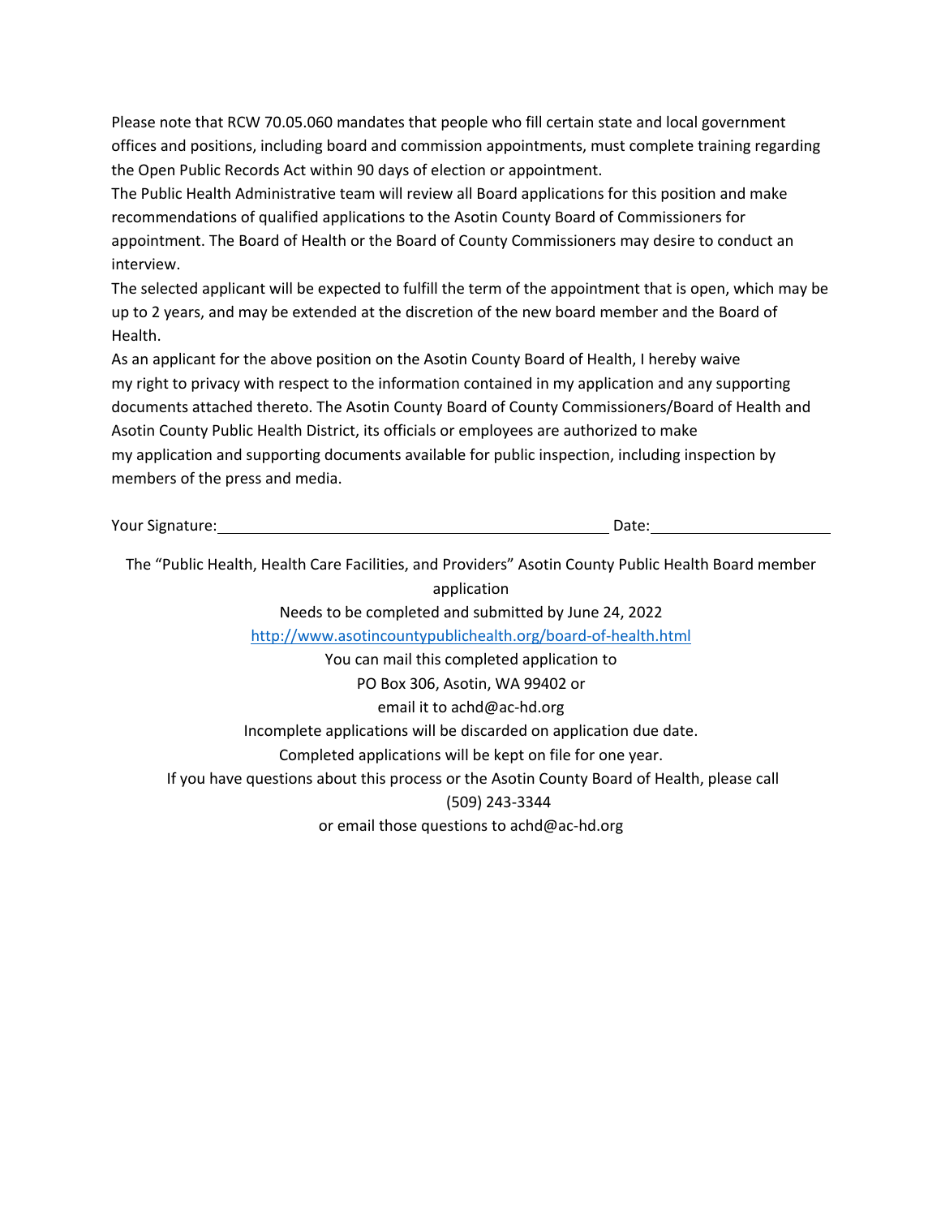Please note that RCW 70.05.060 mandates that people who fill certain state and local government offices and positions, including board and commission appointments, must complete training regarding the Open Public Records Act within 90 days of election or appointment.

The Public Health Administrative team will review all Board applications for this position and make recommendations of qualified applications to the Asotin County Board of Commissioners for appointment. The Board of Health or the Board of County Commissioners may desire to conduct an interview.

The selected applicant will be expected to fulfill the term of the appointment that is open, which may be up to 2 years, and may be extended at the discretion of the new board member and the Board of Health.

As an applicant for the above position on the Asotin County Board of Health, I hereby waive my right to privacy with respect to the information contained in my application and any supporting documents attached thereto. The Asotin County Board of County Commissioners/Board of Health and Asotin County Public Health District, its officials or employees are authorized to make my application and supporting documents available for public inspection, including inspection by members of the press and media.

Your Signature:\_\_\_\_\_\_\_\_\_\_\_\_\_\_\_\_\_\_\_\_\_\_\_\_\_\_\_\_\_\_\_\_\_\_\_\_\_\_\_\_ Date:\_\_\_\_\_\_\_\_\_\_\_\_\_\_\_\_\_\_\_\_

The "Public Health, Health Care Facilities, and Providers" Asotin County Public Health Board member application

Needs to be completed and submitted by June 24, 2022

http://www.asotincountypublichealth.org/board-of-health.html

You can mail this completed application to

PO Box 306, Asotin, WA 99402 or

email it to achd@ac-hd.org

Incomplete applications will be discarded on application due date.

Completed applications will be kept on file for one year.

If you have questions about this process or the Asotin County Board of Health, please call

(509) 243-3344

or email those questions to achd@ac-hd.org